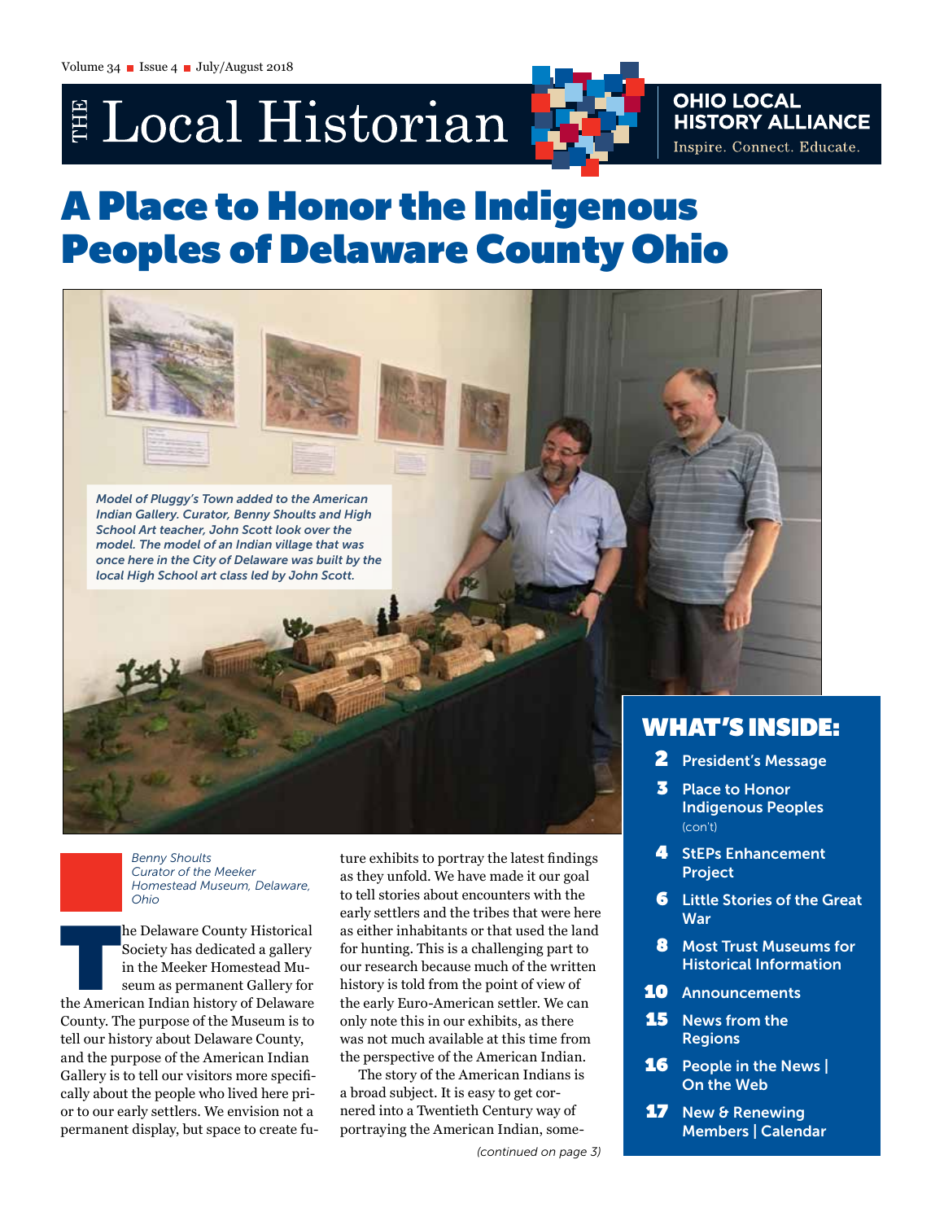# THE Local Historian

**OHIO LOCAL HISTORY ALLIANCE**
Inspire. Connect. Educate.

# A Place to Honor the Indigenous Peoples of Delaware County Ohio

*Model of Pluggy's Town added to the American Indian Gallery. Curator, Benny Shoults and High School Art teacher, John Scott look over the model. The model of an Indian village that was once here in the City of Delaware was built by the local High School art class led by John Scott.*

*Benny Shoults*
*Curator of the Meeker Homestead Museum, Delaware, Ohio*

The Delaware County Historical Society has dedicated a gallery in the Meeker Homestead Museum as permanent Gallery for the American Indian history of Delaware County. The purpose of the Museum is to tell our history about Delaware County, and the purpose of the American Indian Gallery is to tell our visitors more specifically about the people who lived here prior to our early settlers. We envision not a permanent display, but space to create future exhibits to portray the latest findings as they unfold. We have made it our goal to tell stories about encounters with the early settlers and the tribes that were here as either inhabitants or that used the land for hunting. This is a challenging part to our research because much of the written history is told from the point of view of the early Euro-American settler. We can only note this in our exhibits, as there was not much available at this time from the perspective of the American Indian.

The story of the American Indians is a broad subject. It is easy to get cornered into a Twentieth Century way of portraying the American Indian, some-

*(continued on page 3)*

## WHAT'S INSIDE:

- **2** President's Message
- **3** Place to Honor Indigenous Peoples (con't)
- **4** StEPs Enhancement Project
- **6** Little Stories of the Great War
- **8** Most Trust Museums for Historical Information
- **10** Announcements
- **15** News from the Regions
- **16** People in the News | On the Web
- **17** New & Renewing Members | Calendar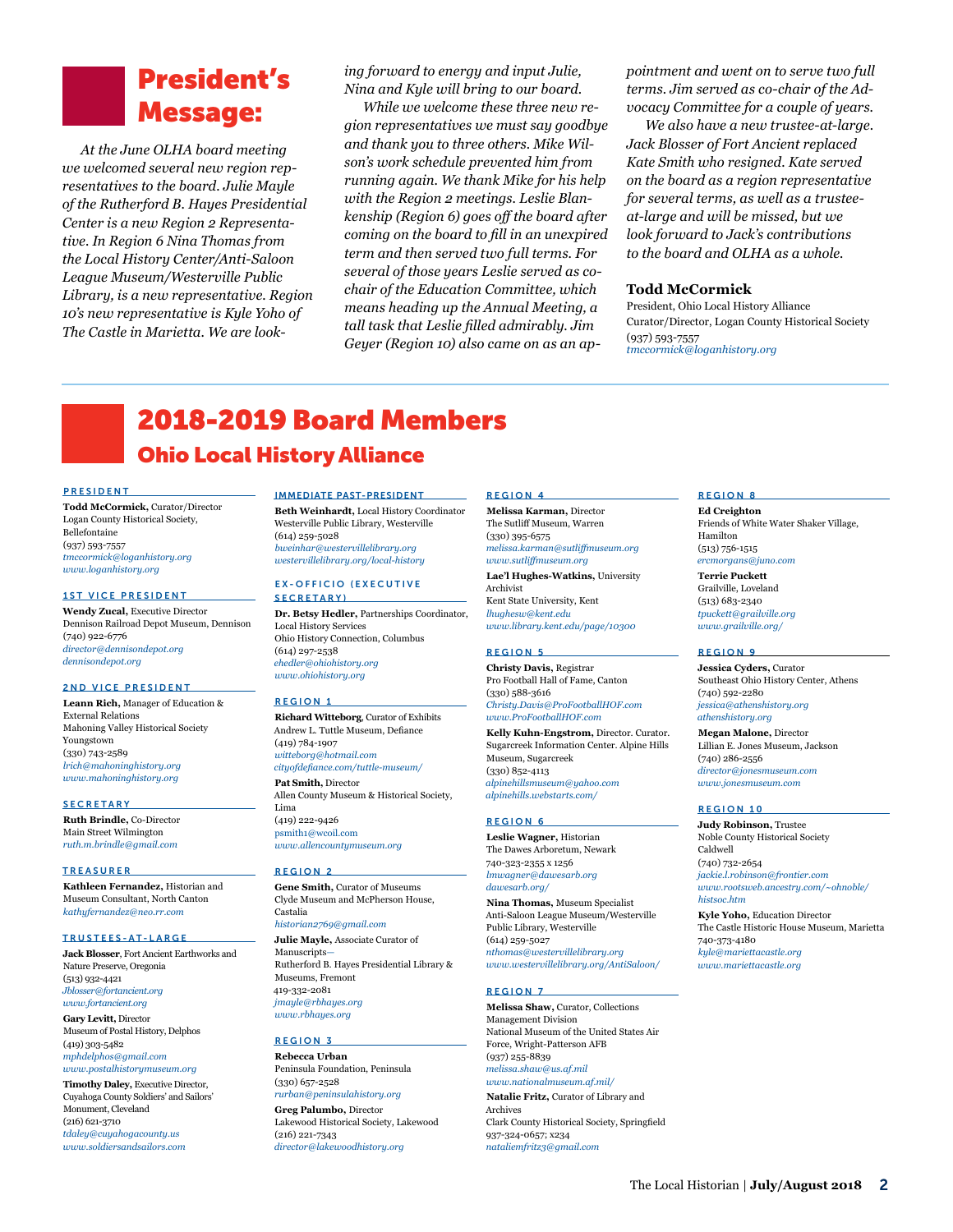# President's Message:

*At the June OLHA board meeting we welcomed several new region representatives to the board. Julie Mayle of the Rutherford B. Hayes Presidential Center is a new Region 2 Representative. In Region 6 Nina Thomas from the Local History Center/Anti-Saloon League Museum/Westerville Public Library, is a new representative. Region 10's new representative is Kyle Yoho of The Castle in Marietta. We are looking forward to energy and input Julie, Nina and Kyle will bring to our board.*

*While we welcome these three new region representatives we must say goodbye and thank you to three others. Mike Wilson's work schedule prevented him from running again. We thank Mike for his help with the Region 2 meetings. Leslie Blankenship (Region 6) goes off the board after coming on the board to fill in an unexpired term and then served two full terms. For several of those years Leslie served as co-chair of the Education Committee, which means heading up the Annual Meeting, a tall task that Leslie filled admirably. Jim Geyer (Region 10) also came on as an appointment and went on to serve two full terms. Jim served as co-chair of the Advocacy Committee for a couple of years.*

*We also have a new trustee-at-large. Jack Blosser of Fort Ancient replaced Kate Smith who resigned. Kate served on the board as a region representative for several terms, as well as a trustee-at-large and will be missed, but we look forward to Jack's contributions to the board and OLHA as a whole.*

**Todd McCormick**
President, Ohio Local History Alliance
Curator/Director, Logan County Historical Society
(937) 593-7557
*tmccormick@loganhistory.org*

---

# 2018-2019 Board Members

## Ohio Local History Alliance

### PRESIDENT

**Todd McCormick,** Curator/Director
Logan County Historical Society, Bellefontaine
(937) 593-7557
*tmccormick@loganhistory.org*
*www.loganhistory.org*

### 1ST VICE PRESIDENT

**Wendy Zucal,** Executive Director
Dennison Railroad Depot Museum, Dennison
(740) 922-6776
*director@dennisondepot.org*
*dennisondepot.org*

### 2ND VICE PRESIDENT

**Leann Rich,** Manager of Education & External Relations
Mahoning Valley Historical Society
Youngstown
(330) 743-2589
*lrich@mahoninghistory.org*
*www.mahoninghistory.org*

### SECRETARY

**Ruth Brindle,** Co-Director
Main Street Wilmington
*ruth.m.brindle@gmail.com*

### TREASURER

**Kathleen Fernandez,** Historian and Museum Consultant, North Canton
*kathyfernandez@neo.rr.com*

### TRUSTEES-AT-LARGE

**Jack Blosser,** Fort Ancient Earthworks and Nature Preserve, Oregonia
(513) 932-4421
*Jblosser@fortancient.org*
*www.fortancient.org*

**Gary Levitt,** Director
Museum of Postal History, Delphos
(419) 303-5482
*mphdelphos@gmail.com*
*www.postalhistorymuseum.org*

**Timothy Daley,** Executive Director,
Cuyahoga County Soldiers' and Sailors' Monument, Cleveland
(216) 621-3710
*tdaley@cuyahogacounty.us*
*www.soldiersandsailors.com*

### IMMEDIATE PAST-PRESIDENT

**Beth Weinhardt,** Local History Coordinator
Westerville Public Library, Westerville
(614) 259-5028
*bweinhar@westervillelibrary.org*
*westervillelibrary.org/local-history*

### EX-OFFICIO (EXECUTIVE SECRETARY)

**Dr. Betsy Hedler,** Partnerships Coordinator, Local History Services
Ohio History Connection, Columbus
(614) 297-2538
*ehedler@ohiohistory.org*
*www.ohiohistory.org*

### REGION 1

**Richard Witteborg,** Curator of Exhibits
Andrew L. Tuttle Museum, Defiance
(419) 784-1907
*witteborg@hotmail.com*
*cityofdefiance.com/tuttle-museum/*

**Pat Smith,** Director
Allen County Museum & Historical Society, Lima
(419) 222-9426
psmith1@wcoil.com
*www.allencountymuseum.org*

### REGION 2

**Gene Smith,** Curator of Museums
Clyde Museum and McPherson House, Castalia
*historian2769@gmail.com*

**Julie Mayle,** Associate Curator of Manuscripts—
Rutherford B. Hayes Presidential Library & Museums, Fremont
419-332-2081
*jmayle@rbhayes.org*
*www.rbhayes.org*

### REGION 3

**Rebecca Urban**
Peninsula Foundation, Peninsula
(330) 657-2528
*rurban@peninsulahistory.org*

**Greg Palumbo,** Director
Lakewood Historical Society, Lakewood
(216) 221-7343
*director@lakewoodhistory.org*

### REGION 4

**Melissa Karman,** Director
The Sutliff Museum, Warren
(330) 395-6575
*melissa.karman@sutliffmuseum.org*
*www.sutliffmuseum.org*

**Lae'l Hughes-Watkins,** University Archivist
Kent State University, Kent
*lhughesw@kent.edu*
*www.library.kent.edu/page/10300*

### REGION 5

**Christy Davis,** Registrar
Pro Football Hall of Fame, Canton
(330) 588-3616
*Christy.Davis@ProFootballHOF.com*
*www.ProFootballHOF.com*

**Kelly Kuhn-Engstrom,** Director. Curator. Sugarcreek Information Center. Alpine Hills Museum, Sugarcreek
(330) 852-4113
*alpinehillsmuseum@yahoo.com*
*alpinehills.webstarts.com/*

### REGION 6

**Leslie Wagner,** Historian
The Dawes Arboretum, Newark
740-323-2355 x 1256
*lmwagner@dawesarb.org*
*dawesarb.org/*

**Nina Thomas,** Museum Specialist
Anti-Saloon League Museum/Westerville Public Library, Westerville
(614) 259-5027
*nthomas@westervillelibrary.org*
*www.westervillelibrary.org/AntiSaloon/*

### REGION 7

**Melissa Shaw,** Curator, Collections Management Division
National Museum of the United States Air Force, Wright-Patterson AFB
(937) 255-8839
*melissa.shaw@us.af.mil*
*www.nationalmuseum.af.mil/*

**Natalie Fritz,** Curator of Library and Archives
Clark County Historical Society, Springfield
937-324-0657; x234
*nataliemfritz3@gmail.com*

### REGION 8

**Ed Creighton**
Friends of White Water Shaker Village, Hamilton
(513) 756-1515
*ercmorgans@juno.com*

**Terrie Puckett**
Grailville, Loveland
(513) 683-2340
*tpuckett@grailville.org*
*www.grailville.org/*

### REGION 9

**Jessica Cyders,** Curator
Southeast Ohio History Center, Athens
(740) 592-2280
*jessica@athenshistory.org*
*athenshistory.org*

**Megan Malone,** Director
Lillian E. Jones Museum, Jackson
(740) 286-2556
*director@jonesmuseum.com*
*www.jonesmuseum.com*

### REGION 10

**Judy Robinson,** Trustee
Noble County Historical Society
Caldwell
(740) 732-2654
*jackie.l.robinson@frontier.com*
*www.rootsweb.ancestry.com/~ohnoble/histsoc.htm*

**Kyle Yoho,** Education Director
The Castle Historic House Museum, Marietta
740-373-4180
*kyle@mariettacastle.org*
*www.mariettacastle.org*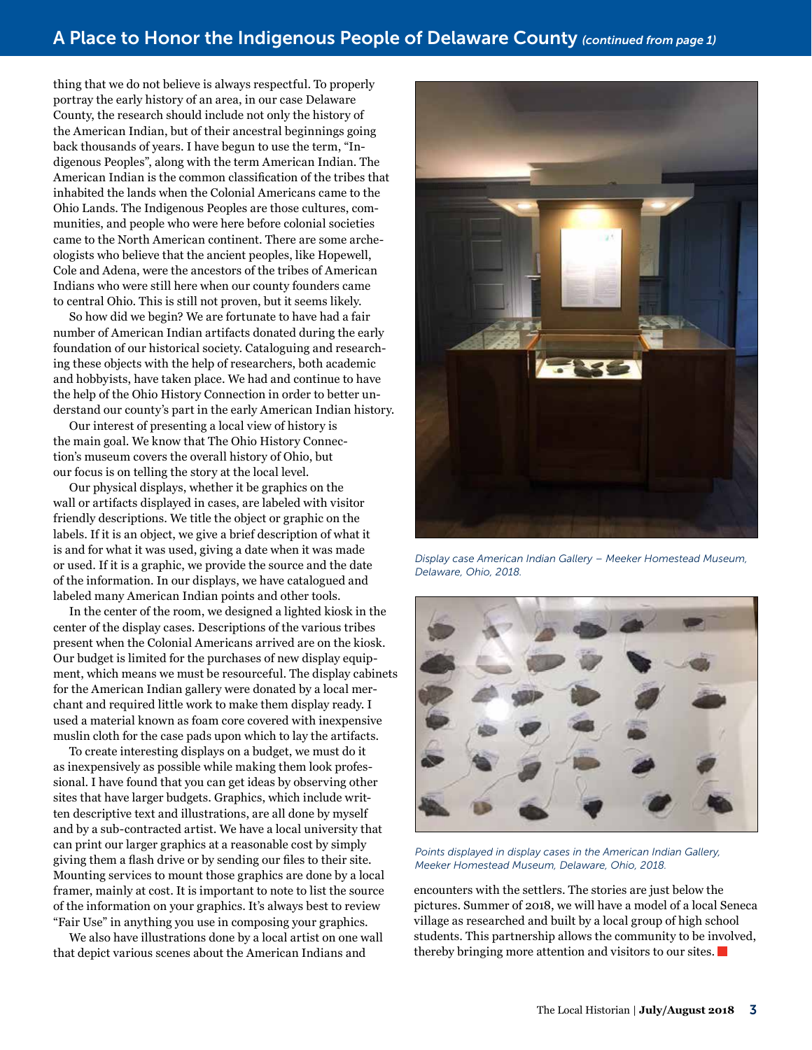thing that we do not believe is always respectful. To properly portray the early history of an area, in our case Delaware County, the research should include not only the history of the American Indian, but of their ancestral beginnings going back thousands of years. I have begun to use the term, "Indigenous Peoples", along with the term American Indian. The American Indian is the common classification of the tribes that inhabited the lands when the Colonial Americans came to the Ohio Lands. The Indigenous Peoples are those cultures, communities, and people who were here before colonial societies came to the North American continent. There are some archeologists who believe that the ancient peoples, like Hopewell, Cole and Adena, were the ancestors of the tribes of American Indians who were still here when our county founders came to central Ohio. This is still not proven, but it seems likely.

So how did we begin? We are fortunate to have had a fair number of American Indian artifacts donated during the early foundation of our historical society. Cataloguing and researching these objects with the help of researchers, both academic and hobbyists, have taken place. We had and continue to have the help of the Ohio History Connection in order to better understand our county's part in the early American Indian history.

Our interest of presenting a local view of history is the main goal. We know that The Ohio History Connection's museum covers the overall history of Ohio, but our focus is on telling the story at the local level.

Our physical displays, whether it be graphics on the wall or artifacts displayed in cases, are labeled with visitor friendly descriptions. We title the object or graphic on the labels. If it is an object, we give a brief description of what it is and for what it was used, giving a date when it was made or used. If it is a graphic, we provide the source and the date of the information. In our displays, we have catalogued and labeled many American Indian points and other tools.

In the center of the room, we designed a lighted kiosk in the center of the display cases. Descriptions of the various tribes present when the Colonial Americans arrived are on the kiosk. Our budget is limited for the purchases of new display equipment, which means we must be resourceful. The display cabinets for the American Indian gallery were donated by a local merchant and required little work to make them display ready. I used a material known as foam core covered with inexpensive muslin cloth for the case pads upon which to lay the artifacts.

To create interesting displays on a budget, we must do it as inexpensively as possible while making them look professional. I have found that you can get ideas by observing other sites that have larger budgets. Graphics, which include written descriptive text and illustrations, are all done by myself and by a sub-contracted artist. We have a local university that can print our larger graphics at a reasonable cost by simply giving them a flash drive or by sending our files to their site. Mounting services to mount those graphics are done by a local framer, mainly at cost. It is important to note to list the source of the information on your graphics. It's always best to review "Fair Use" in anything you use in composing your graphics.

We also have illustrations done by a local artist on one wall that depict various scenes about the American Indians and encounters with the settlers. The stories are just below the pictures. Summer of 2018, we will have a model of a local Seneca village as researched and built by a local group of high school students. This partnership allows the community to be involved, thereby bringing more attention and visitors to our sites.

*Display case American Indian Gallery – Meeker Homestead Museum, Delaware, Ohio, 2018.*

*Points displayed in display cases in the American Indian Gallery, Meeker Homestead Museum, Delaware, Ohio, 2018.*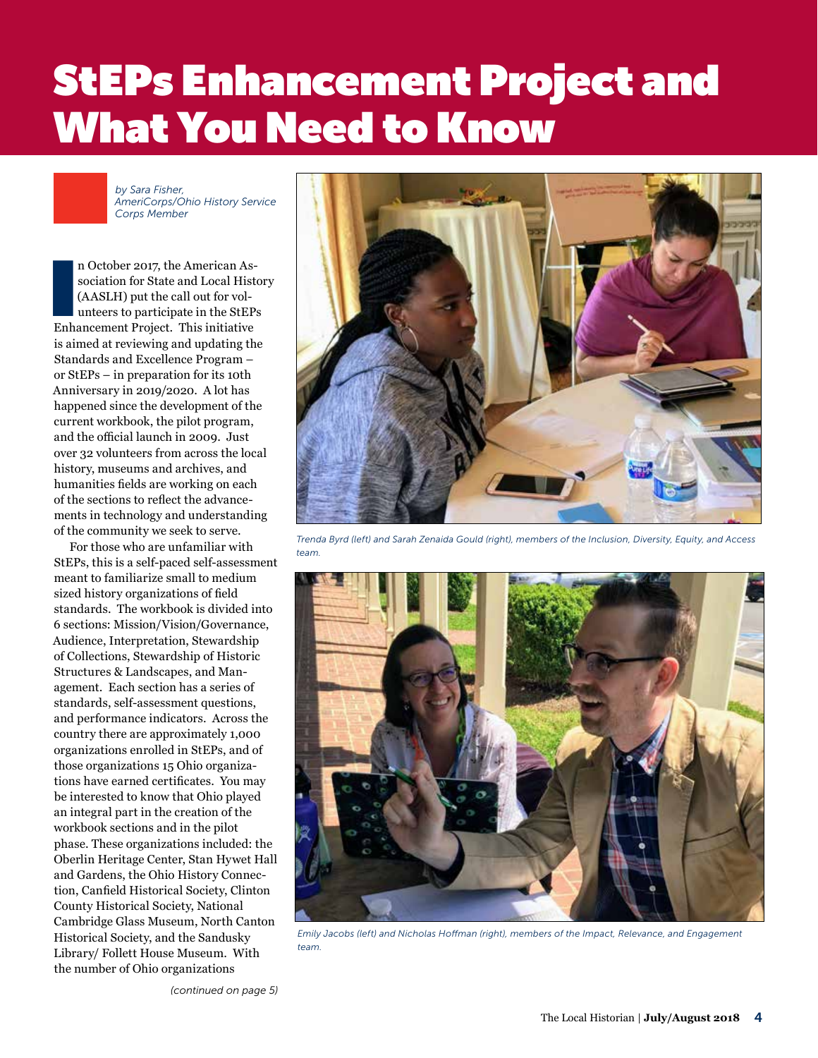# StEPs Enhancement Project and What You Need to Know

*by Sara Fisher, AmeriCorps/Ohio History Service Corps Member*

In October 2017, the American Association for State and Local History (AASLH) put the call out for volunteers to participate in the StEPs Enhancement Project. This initiative is aimed at reviewing and updating the Standards and Excellence Program – or StEPs – in preparation for its 10th Anniversary in 2019/2020. A lot has happened since the development of the current workbook, the pilot program, and the official launch in 2009. Just over 32 volunteers from across the local history, museums and archives, and humanities fields are working on each of the sections to reflect the advancements in technology and understanding of the community we seek to serve.

For those who are unfamiliar with StEPs, this is a self-paced self-assessment meant to familiarize small to medium sized history organizations of field standards. The workbook is divided into 6 sections: Mission/Vision/Governance, Audience, Interpretation, Stewardship of Collections, Stewardship of Historic Structures & Landscapes, and Management. Each section has a series of standards, self-assessment questions, and performance indicators. Across the country there are approximately 1,000 organizations enrolled in StEPs, and of those organizations 15 Ohio organizations have earned certificates. You may be interested to know that Ohio played an integral part in the creation of the workbook sections and in the pilot phase. These organizations included: the Oberlin Heritage Center, Stan Hywet Hall and Gardens, the Ohio History Connection, Canfield Historical Society, Clinton County Historical Society, National Cambridge Glass Museum, North Canton Historical Society, and the Sandusky Library/ Follett House Museum. With the number of Ohio organizations

*(continued on page 5)*

*Trenda Byrd (left) and Sarah Zenaida Gould (right), members of the Inclusion, Diversity, Equity, and Access team.*

*Emily Jacobs (left) and Nicholas Hoffman (right), members of the Impact, Relevance, and Engagement team.*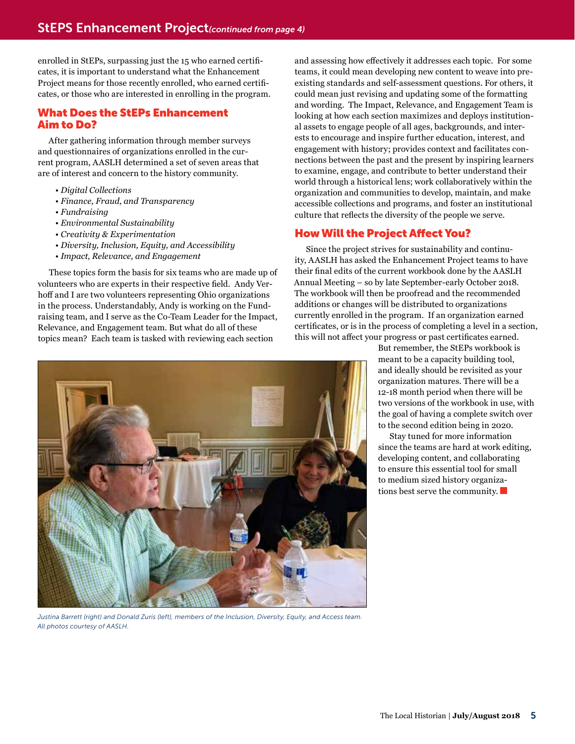enrolled in StEPs, surpassing just the 15 who earned certificates, it is important to understand what the Enhancement Project means for those recently enrolled, who earned certificates, or those who are interested in enrolling in the program.

## What Does the StEPs Enhancement Aim to Do?

After gathering information through member surveys and questionnaires of organizations enrolled in the current program, AASLH determined a set of seven areas that are of interest and concern to the history community.

- *Digital Collections*
- *Finance, Fraud, and Transparency*
- *Fundraising*
- *Environmental Sustainability*
- *Creativity & Experimentation*
- *Diversity, Inclusion, Equity, and Accessibility*
- *Impact, Relevance, and Engagement*

These topics form the basis for six teams who are made up of volunteers who are experts in their respective field. Andy Verhoff and I are two volunteers representing Ohio organizations in the process. Understandably, Andy is working on the Fundraising team, and I serve as the Co-Team Leader for the Impact, Relevance, and Engagement team. But what do all of these topics mean? Each team is tasked with reviewing each section and assessing how effectively it addresses each topic. For some teams, it could mean developing new content to weave into preexisting standards and self-assessment questions. For others, it could mean just revising and updating some of the formatting and wording. The Impact, Relevance, and Engagement Team is looking at how each section maximizes and deploys institutional assets to engage people of all ages, backgrounds, and interests to encourage and inspire further education, interest, and engagement with history; provides context and facilitates connections between the past and the present by inspiring learners to examine, engage, and contribute to better understand their world through a historical lens; work collaboratively within the organization and communities to develop, maintain, and make accessible collections and programs, and foster an institutional culture that reflects the diversity of the people we serve.

## How Will the Project Affect You?

Since the project strives for sustainability and continuity, AASLH has asked the Enhancement Project teams to have their final edits of the current workbook done by the AASLH Annual Meeting – so by late September-early October 2018. The workbook will then be proofread and the recommended additions or changes will be distributed to organizations currently enrolled in the program. If an organization earned certificates, or is in the process of completing a level in a section, this will not affect your progress or past certificates earned. But remember, the StEPs workbook is meant to be a capacity building tool, and ideally should be revisited as your organization matures. There will be a 12-18 month period when there will be two versions of the workbook in use, with the goal of having a complete switch over to the second edition being in 2020.

Stay tuned for more information since the teams are hard at work editing, developing content, and collaborating to ensure this essential tool for small to medium sized history organizations best serve the community.

*Justina Barrett (right) and Donald Zuris (left), members of the Inclusion, Diversity, Equity, and Access team. All photos courtesy of AASLH.*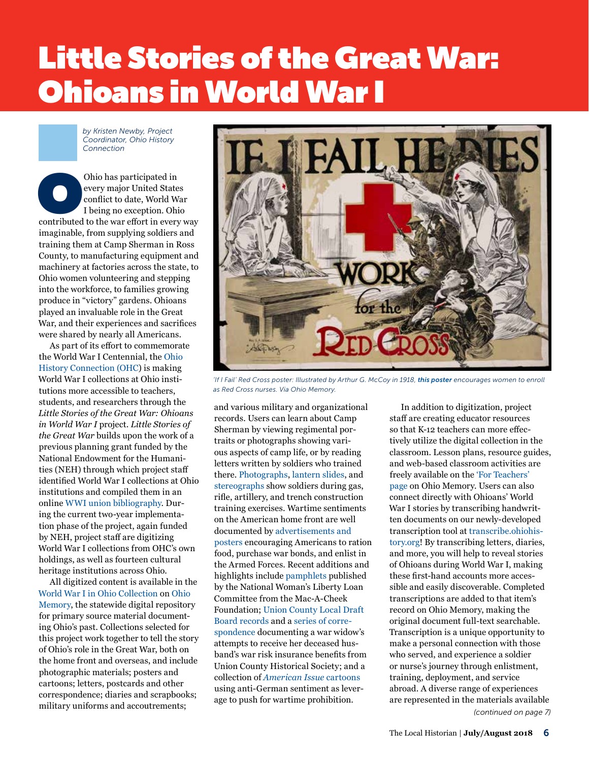# Little Stories of the Great War: Ohioans in World War I

*by Kristen Newby, Project Coordinator, Ohio History Connection*

Ohio has participated in every major United States conflict to date, World War I being no exception. Ohio contributed to the war effort in every way imaginable, from supplying soldiers and training them at Camp Sherman in Ross County, to manufacturing equipment and machinery at factories across the state, to Ohio women volunteering and stepping into the workforce, to families growing produce in "victory" gardens. Ohioans played an invaluable role in the Great War, and their experiences and sacrifices were shared by nearly all Americans.

As part of its effort to commemorate the World War I Centennial, the Ohio History Connection (OHC) is making World War I collections at Ohio institutions more accessible to teachers, students, and researchers through the *Little Stories of the Great War: Ohioans in World War I* project. *Little Stories of the Great War* builds upon the work of a previous planning grant funded by the National Endowment for the Humanities (NEH) through which project staff identified World War I collections at Ohio institutions and compiled them in an online WWI union bibliography. During the current two-year implementation phase of the project, again funded by NEH, project staff are digitizing World War I collections from OHC's own holdings, as well as fourteen cultural heritage institutions across Ohio.

All digitized content is available in the World War I in Ohio Collection on Ohio Memory, the statewide digital repository for primary source material documenting Ohio's past. Collections selected for this project work together to tell the story of Ohio's role in the Great War, both on the home front and overseas, and include photographic materials; posters and cartoons; letters, postcards and other correspondence; diaries and scrapbooks; military uniforms and accoutrements; and various military and organizational records. Users can learn about Camp Sherman by viewing regimental portraits or photographs showing various aspects of camp life, or by reading letters written by soldiers who trained there. Photographs, lantern slides, and stereographs show soldiers during gas, rifle, artillery, and trench construction training exercises. Wartime sentiments on the American home front are well documented by advertisements and posters encouraging Americans to ration food, purchase war bonds, and enlist in the Armed Forces. Recent additions and highlights include pamphlets published by the National Woman's Liberty Loan Committee from the Mac-A-Cheek Foundation; Union County Local Draft Board records and a series of correspondence documenting a war widow's attempts to receive her deceased husband's war risk insurance benefits from Union County Historical Society; and a collection of *American Issue* cartoons using anti-German sentiment as leverage to push for wartime prohibition.

*'If I Fail' Red Cross poster: Illustrated by Arthur G. McCoy in 1918,* ***this poster*** *encourages women to enroll as Red Cross nurses. Via Ohio Memory.*

In addition to digitization, project staff are creating educator resources so that K-12 teachers can more effectively utilize the digital collection in the classroom. Lesson plans, resource guides, and web-based classroom activities are freely available on the 'For Teachers' page on Ohio Memory. Users can also connect directly with Ohioans' World War I stories by transcribing handwritten documents on our newly-developed transcription tool at transcribe.ohiohistory.org! By transcribing letters, diaries, and more, you will help to reveal stories of Ohioans during World War I, making these first-hand accounts more accessible and easily discoverable. Completed transcriptions are added to that item's record on Ohio Memory, making the original document full-text searchable. Transcription is a unique opportunity to make a personal connection with those who served, and experience a soldier or nurse's journey through enlistment, training, deployment, and service abroad. A diverse range of experiences are represented in the materials available

*(continued on page 7)*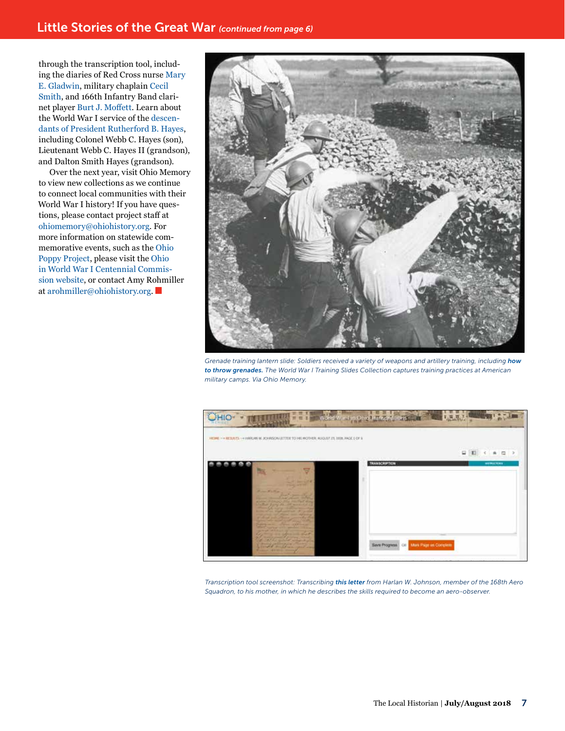through the transcription tool, including the diaries of Red Cross nurse Mary E. Gladwin, military chaplain Cecil Smith, and 166th Infantry Band clarinet player Burt J. Moffett. Learn about the World War I service of the descendants of President Rutherford B. Hayes, including Colonel Webb C. Hayes (son), Lieutenant Webb C. Hayes II (grandson), and Dalton Smith Hayes (grandson).

Over the next year, visit Ohio Memory to view new collections as we continue to connect local communities with their World War I history! If you have questions, please contact project staff at ohiomemory@ohiohistory.org. For more information on statewide commemorative events, such as the Ohio Poppy Project, please visit the Ohio in World War I Centennial Commission website, or contact Amy Rohmiller at arohmiller@ohiohistory.org.

*Grenade training lantern slide: Soldiers received a variety of weapons and artillery training, including **how to throw grenades.** The World War I Training Slides Collection captures training practices at American military camps. Via Ohio Memory.*

*Transcription tool screenshot: Transcribing **this letter** from Harlan W. Johnson, member of the 168th Aero Squadron, to his mother, in which he describes the skills required to become an aero-observer.*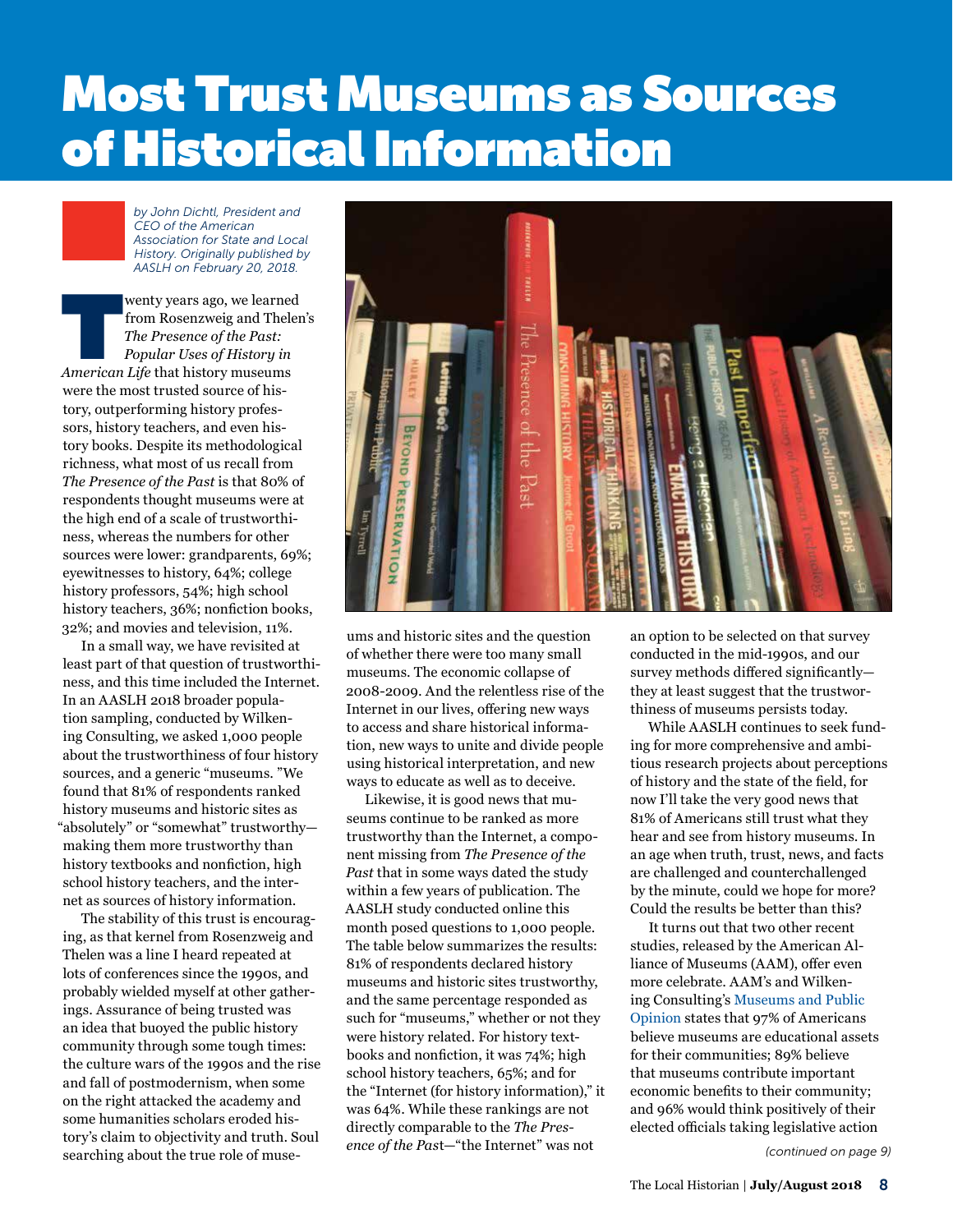# Most Trust Museums as Sources of Historical Information

*by John Dichtl, President and CEO of the American Association for State and Local History. Originally published by AASLH on February 20, 2018.*

Twenty years ago, we learned from Rosenzweig and Thelen's *The Presence of the Past: Popular Uses of History in American Life* that history museums were the most trusted source of history, outperforming history professors, history teachers, and even history books. Despite its methodological richness, what most of us recall from *The Presence of the Past* is that 80% of respondents thought museums were at the high end of a scale of trustworthiness, whereas the numbers for other sources were lower: grandparents, 69%; eyewitnesses to history, 64%; college history professors, 54%; high school history teachers, 36%; nonfiction books, 32%; and movies and television, 11%.

In a small way, we have revisited at least part of that question of trustworthiness, and this time included the Internet. In an AASLH 2018 broader population sampling, conducted by Wilkening Consulting, we asked 1,000 people about the trustworthiness of four history sources, and a generic "museums. "We found that 81% of respondents ranked history museums and historic sites as "absolutely" or "somewhat" trustworthy—making them more trustworthy than history textbooks and nonfiction, high school history teachers, and the internet as sources of history information.

The stability of this trust is encouraging, as that kernel from Rosenzweig and Thelen was a line I heard repeated at lots of conferences since the 1990s, and probably wielded myself at other gatherings. Assurance of being trusted was an idea that buoyed the public history community through some tough times: the culture wars of the 1990s and the rise and fall of postmodernism, when some on the right attacked the academy and some humanities scholars eroded history's claim to objectivity and truth. Soul searching about the true role of museums and historic sites and the question of whether there were too many small museums. The economic collapse of 2008-2009. And the relentless rise of the Internet in our lives, offering new ways to access and share historical information, new ways to unite and divide people using historical interpretation, and new ways to educate as well as to deceive.

Likewise, it is good news that museums continue to be ranked as more trustworthy than the Internet, a component missing from *The Presence of the Past* that in some ways dated the study within a few years of publication. The AASLH study conducted online this month posed questions to 1,000 people. The table below summarizes the results: 81% of respondents declared history museums and historic sites trustworthy, and the same percentage responded as such for "museums," whether or not they were history related. For history textbooks and nonfiction, it was 74%; high school history teachers, 65%; and for the "Internet (for history information)," it was 64%. While these rankings are not directly comparable to the *The Presence of the Past*—"the Internet" was not an option to be selected on that survey conducted in the mid-1990s, and our survey methods differed significantly—they at least suggest that the trustworthiness of museums persists today.

While AASLH continues to seek funding for more comprehensive and ambitious research projects about perceptions of history and the state of the field, for now I'll take the very good news that 81% of Americans still trust what they hear and see from history museums. In an age when truth, trust, news, and facts are challenged and counterchallenged by the minute, could we hope for more? Could the results be better than this?

It turns out that two other recent studies, released by the American Alliance of Museums (AAM), offer even more celebrate. AAM's and Wilkening Consulting's Museums and Public Opinion states that 97% of Americans believe museums are educational assets for their communities; 89% believe that museums contribute important economic benefits to their community; and 96% would think positively of their elected officials taking legislative action

*(continued on page 9)*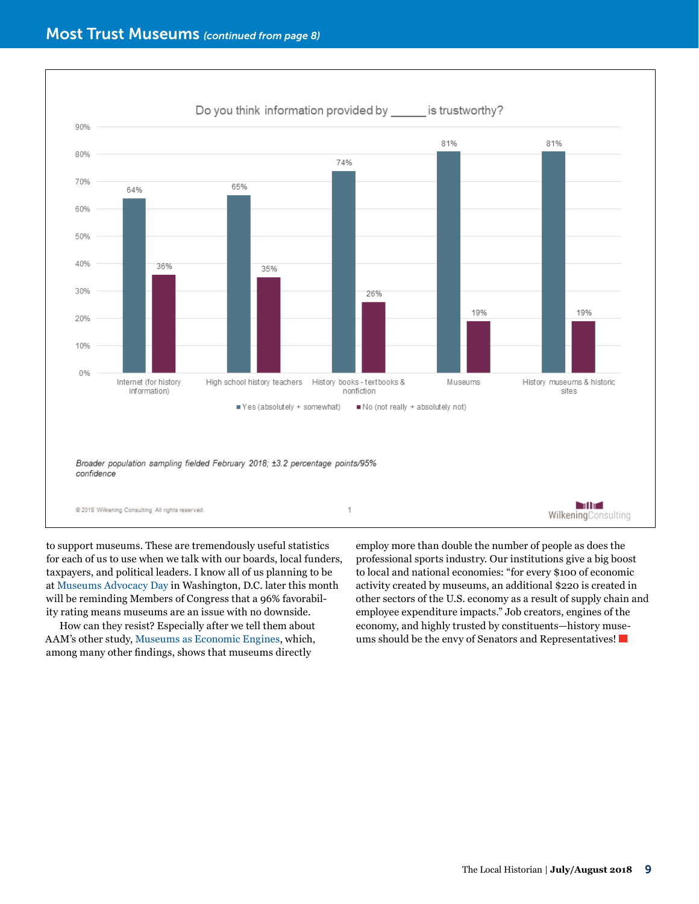## Most Trust Museums *(continued from page 8)*

**Do you think information provided by ______ is trustworthy?**

| | Yes (absolutely + somewhat) | No (not really + absolutely not) |
|---|---|---|
| Internet (for history information) | 64% | 36% |
| High school history teachers | 65% | 35% |
| History books - textbooks & nonfiction | 74% | 26% |
| Museums | 81% | 19% |
| History museums & historic sites | 81% | 19% |

*Broader population sampling fielded February 2018; ±3.2 percentage points/95% confidence*

© 2018 Wilkening Consulting All rights reserved.

WilkeningConsulting

to support museums. These are tremendously useful statistics for each of us to use when we talk with our boards, local funders, taxpayers, and political leaders. I know all of us planning to be at Museums Advocacy Day in Washington, D.C. later this month will be reminding Members of Congress that a 96% favorability rating means museums are an issue with no downside.

How can they resist? Especially after we tell them about AAM's other study, Museums as Economic Engines, which, among many other findings, shows that museums directly employ more than double the number of people as does the professional sports industry. Our institutions give a big boost to local and national economies: "for every $100 of economic activity created by museums, an additional $220 is created in other sectors of the U.S. economy as a result of supply chain and employee expenditure impacts." Job creators, engines of the economy, and highly trusted by constituents—history museums should be the envy of Senators and Representatives!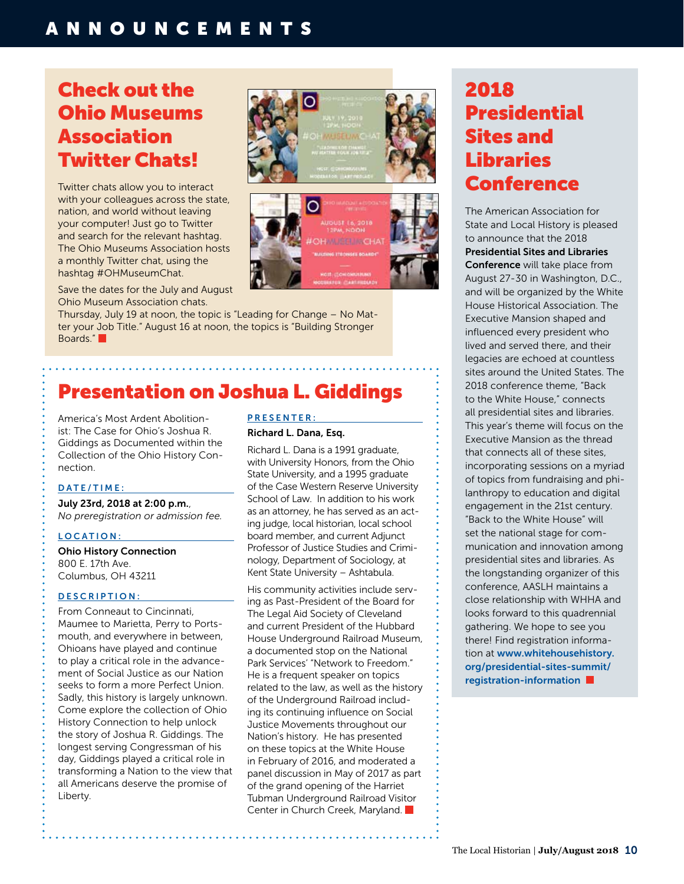# ANNOUNCEMENTS

## Check out the Ohio Museums Association Twitter Chats!

Twitter chats allow you to interact with your colleagues across the state, nation, and world without leaving your computer! Just go to Twitter and search for the relevant hashtag. The Ohio Museums Association hosts a monthly Twitter chat, using the hashtag #OHMuseumChat.

Save the dates for the July and August Ohio Museum Association chats. Thursday, July 19 at noon, the topic is "Leading for Change – No Matter your Job Title." August 16 at noon, the topics is "Building Stronger Boards."

## Presentation on Joshua L. Giddings

America's Most Ardent Abolitionist: The Case for Ohio's Joshua R. Giddings as Documented within the Collection of the Ohio History Connection.

**DATE/TIME:**

**July 23rd, 2018 at 2:00 p.m.**,
*No preregistration or admission fee.*

**LOCATION:**

**Ohio History Connection**
800 E. 17th Ave.
Columbus, OH 43211

**DESCRIPTION:**

From Conneaut to Cincinnati, Maumee to Marietta, Perry to Portsmouth, and everywhere in between, Ohioans have played and continue to play a critical role in the advancement of Social Justice as our Nation seeks to form a more Perfect Union. Sadly, this history is largely unknown. Come explore the collection of Ohio History Connection to help unlock the story of Joshua R. Giddings. The longest serving Congressman of his day, Giddings played a critical role in transforming a Nation to the view that all Americans deserve the promise of Liberty.

**PRESENTER:**

**Richard L. Dana, Esq.**

Richard L. Dana is a 1991 graduate, with University Honors, from the Ohio State University, and a 1995 graduate of the Case Western Reserve University School of Law. In addition to his work as an attorney, he has served as an acting judge, local historian, local school board member, and current Adjunct Professor of Justice Studies and Criminology, Department of Sociology, at Kent State University – Ashtabula.

His community activities include serving as Past-President of the Board for The Legal Aid Society of Cleveland and current President of the Hubbard House Underground Railroad Museum, a documented stop on the National Park Services' "Network to Freedom." He is a frequent speaker on topics related to the law, as well as the history of the Underground Railroad including its continuing influence on Social Justice Movements throughout our Nation's history. He has presented on these topics at the White House in February of 2016, and moderated a panel discussion in May of 2017 as part of the grand opening of the Harriet Tubman Underground Railroad Visitor Center in Church Creek, Maryland.

## 2018 Presidential Sites and Libraries Conference

The American Association for State and Local History is pleased to announce that the 2018 **Presidential Sites and Libraries Conference** will take place from August 27-30 in Washington, D.C., and will be organized by the White House Historical Association. The Executive Mansion shaped and influenced every president who lived and served there, and their legacies are echoed at countless sites around the United States. The 2018 conference theme, "Back to the White House," connects all presidential sites and libraries. This year's theme will focus on the Executive Mansion as the thread that connects all of these sites, incorporating sessions on a myriad of topics from fundraising and philanthropy to education and digital engagement in the 21st century. "Back to the White House" will set the national stage for communication and innovation among presidential sites and libraries. As the longstanding organizer of this conference, AASLH maintains a close relationship with WHHA and looks forward to this quadrennial gathering. We hope to see you there! Find registration information at **www.whitehousehistory.org/presidential-sites-summit/registration-information**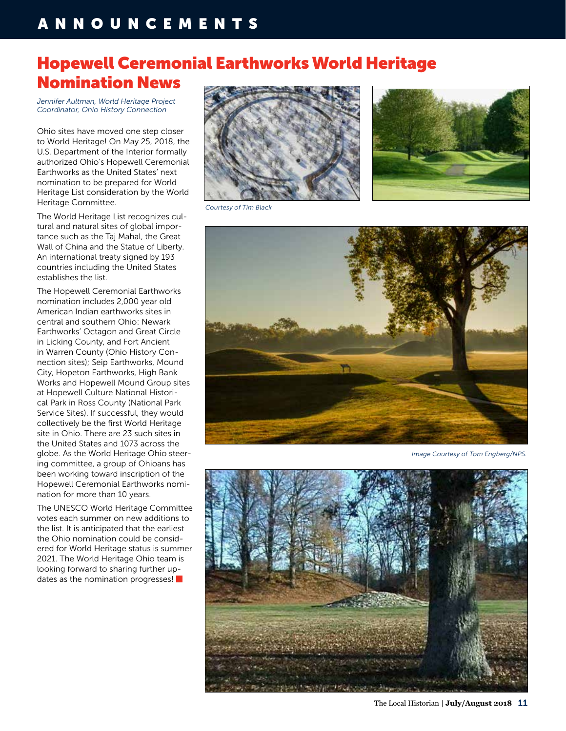# Hopewell Ceremonial Earthworks World Heritage Nomination News

*Jennifer Aultman, World Heritage Project Coordinator, Ohio History Connection*

Ohio sites have moved one step closer to World Heritage! On May 25, 2018, the U.S. Department of the Interior formally authorized Ohio's Hopewell Ceremonial Earthworks as the United States' next nomination to be prepared for World Heritage List consideration by the World Heritage Committee.

The World Heritage List recognizes cultural and natural sites of global importance such as the Taj Mahal, the Great Wall of China and the Statue of Liberty. An international treaty signed by 193 countries including the United States establishes the list.

The Hopewell Ceremonial Earthworks nomination includes 2,000 year old American Indian earthworks sites in central and southern Ohio: Newark Earthworks' Octagon and Great Circle in Licking County, and Fort Ancient in Warren County (Ohio History Connection sites); Seip Earthworks, Mound City, Hopeton Earthworks, High Bank Works and Hopewell Mound Group sites at Hopewell Culture National Historical Park in Ross County (National Park Service Sites). If successful, they would collectively be the first World Heritage site in Ohio. There are 23 such sites in the United States and 1073 across the globe. As the World Heritage Ohio steering committee, a group of Ohioans has been working toward inscription of the Hopewell Ceremonial Earthworks nomination for more than 10 years.

The UNESCO World Heritage Committee votes each summer on new additions to the list. It is anticipated that the earliest the Ohio nomination could be considered for World Heritage status is summer 2021. The World Heritage Ohio team is looking forward to sharing further updates as the nomination progresses!

*Courtesy of Tim Black*

*Image Courtesy of Tom Engberg/NPS.*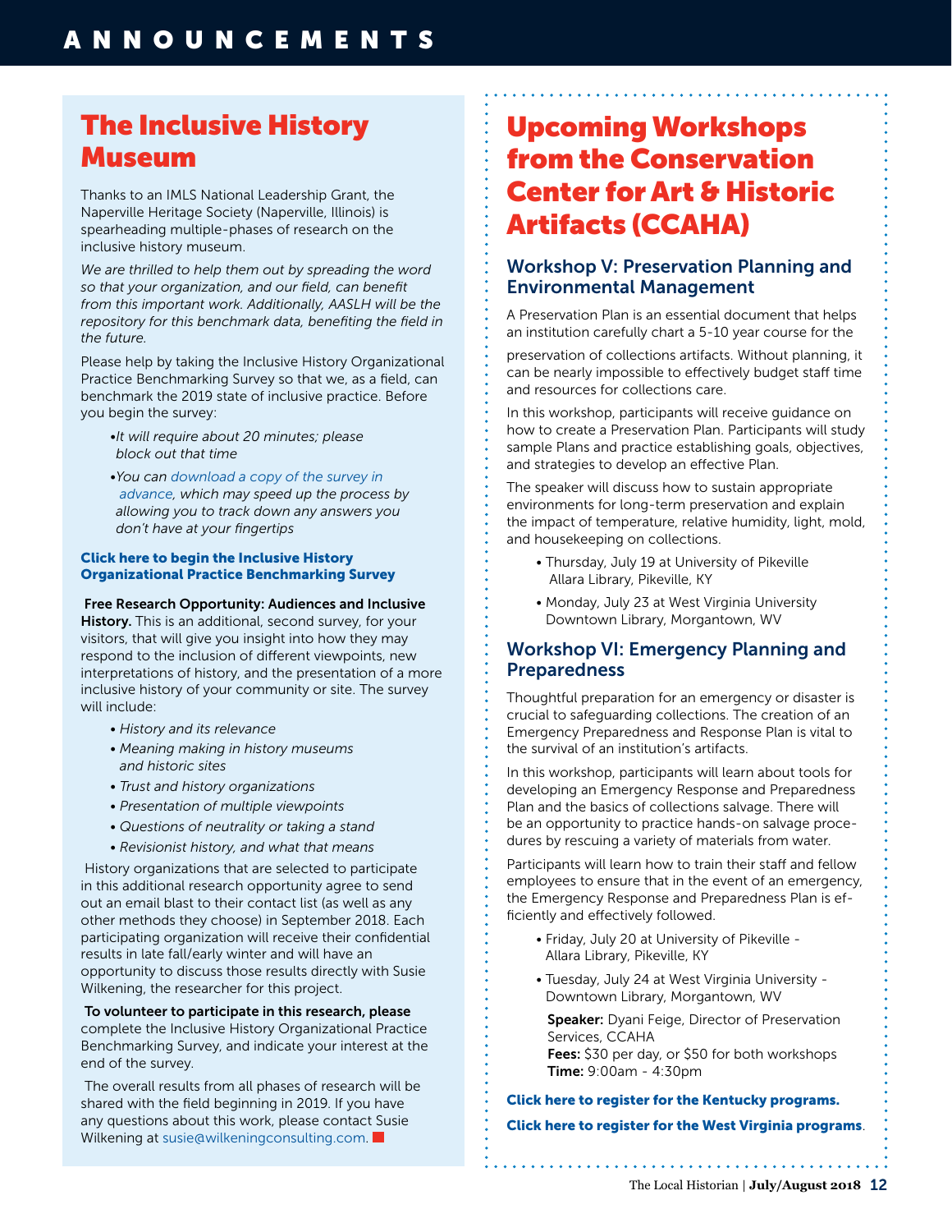# The Inclusive History Museum

Thanks to an IMLS National Leadership Grant, the Naperville Heritage Society (Naperville, Illinois) is spearheading multiple-phases of research on the inclusive history museum.

*We are thrilled to help them out by spreading the word so that your organization, and our field, can benefit from this important work. Additionally, AASLH will be the repository for this benchmark data, benefiting the field in the future.*

Please help by taking the Inclusive History Organizational Practice Benchmarking Survey so that we, as a field, can benchmark the 2019 state of inclusive practice. Before you begin the survey:

- *It will require about 20 minutes; please block out that time*
- *You can download a copy of the survey in advance, which may speed up the process by allowing you to track down any answers you don't have at your fingertips*

**Click here to begin the Inclusive History Organizational Practice Benchmarking Survey**

**Free Research Opportunity: Audiences and Inclusive History.** This is an additional, second survey, for your visitors, that will give you insight into how they may respond to the inclusion of different viewpoints, new interpretations of history, and the presentation of a more inclusive history of your community or site. The survey will include:

- *History and its relevance*
- *Meaning making in history museums and historic sites*
- *Trust and history organizations*
- *Presentation of multiple viewpoints*
- *Questions of neutrality or taking a stand*
- *Revisionist history, and what that means*

History organizations that are selected to participate in this additional research opportunity agree to send out an email blast to their contact list (as well as any other methods they choose) in September 2018. Each participating organization will receive their confidential results in late fall/early winter and will have an opportunity to discuss those results directly with Susie Wilkening, the researcher for this project.

**To volunteer to participate in this research, please** complete the Inclusive History Organizational Practice Benchmarking Survey, and indicate your interest at the end of the survey.

The overall results from all phases of research will be shared with the field beginning in 2019. If you have any questions about this work, please contact Susie Wilkening at susie@wilkeningconsulting.com.

# Upcoming Workshops from the Conservation Center for Art & Historic Artifacts (CCAHA)

## Workshop V: Preservation Planning and Environmental Management

A Preservation Plan is an essential document that helps an institution carefully chart a 5-10 year course for the preservation of collections artifacts. Without planning, it can be nearly impossible to effectively budget staff time and resources for collections care.

In this workshop, participants will receive guidance on how to create a Preservation Plan. Participants will study sample Plans and practice establishing goals, objectives, and strategies to develop an effective Plan.

The speaker will discuss how to sustain appropriate environments for long-term preservation and explain the impact of temperature, relative humidity, light, mold, and housekeeping on collections.

- Thursday, July 19 at University of Pikeville Allara Library, Pikeville, KY
- Monday, July 23 at West Virginia University Downtown Library, Morgantown, WV

## Workshop VI: Emergency Planning and Preparedness

Thoughtful preparation for an emergency or disaster is crucial to safeguarding collections. The creation of an Emergency Preparedness and Response Plan is vital to the survival of an institution's artifacts.

In this workshop, participants will learn about tools for developing an Emergency Response and Preparedness Plan and the basics of collections salvage. There will be an opportunity to practice hands-on salvage procedures by rescuing a variety of materials from water.

Participants will learn how to train their staff and fellow employees to ensure that in the event of an emergency, the Emergency Response and Preparedness Plan is efficiently and effectively followed.

- Friday, July 20 at University of Pikeville - Allara Library, Pikeville, KY
- Tuesday, July 24 at West Virginia University - Downtown Library, Morgantown, WV

**Speaker:** Dyani Feige, Director of Preservation Services, CCAHA
**Fees:** $30 per day, or $50 for both workshops
**Time:** 9:00am - 4:30pm

**Click here to register for the Kentucky programs.**

**Click here to register for the West Virginia programs**.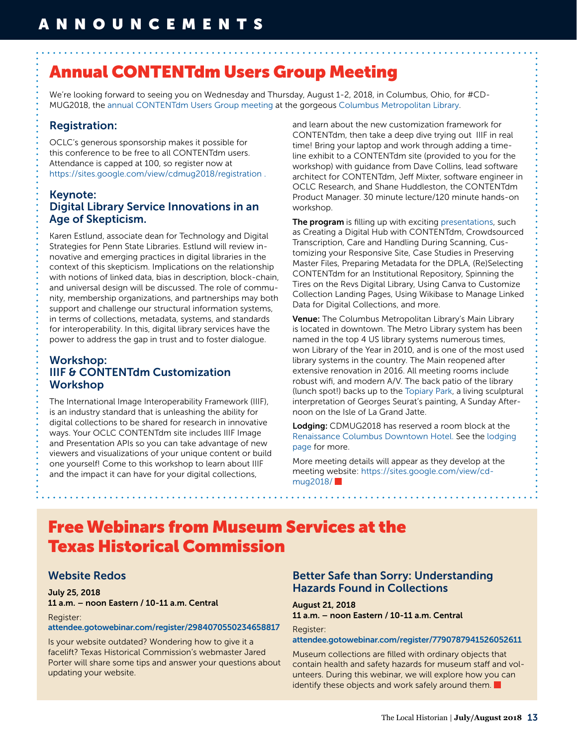# Annual CONTENTdm Users Group Meeting

We're looking forward to seeing you on Wednesday and Thursday, August 1-2, 2018, in Columbus, Ohio, for #CDMUG2018, the annual CONTENTdm Users Group meeting at the gorgeous Columbus Metropolitan Library.

## Registration:

OCLC's generous sponsorship makes it possible for this conference to be free to all CONTENTdm users. Attendance is capped at 100, so register now at https://sites.google.com/view/cdmug2018/registration .

## Keynote: Digital Library Service Innovations in an Age of Skepticism.

Karen Estlund, associate dean for Technology and Digital Strategies for Penn State Libraries. Estlund will review innovative and emerging practices in digital libraries in the context of this skepticism. Implications on the relationship with notions of linked data, bias in description, block-chain, and universal design will be discussed. The role of community, membership organizations, and partnerships may both support and challenge our structural information systems, in terms of collections, metadata, systems, and standards for interoperability. In this, digital library services have the power to address the gap in trust and to foster dialogue.

## Workshop: IIIF & CONTENTdm Customization Workshop

The International Image Interoperability Framework (IIIF), is an industry standard that is unleashing the ability for digital collections to be shared for research in innovative ways. Your OCLC CONTENTdm site includes IIIF Image and Presentation APIs so you can take advantage of new viewers and visualizations of your unique content or build one yourself! Come to this workshop to learn about IIIF and the impact it can have for your digital collections, and learn about the new customization framework for CONTENTdm, then take a deep dive trying out IIIF in real time! Bring your laptop and work through adding a timeline exhibit to a CONTENTdm site (provided to you for the workshop) with guidance from Dave Collins, lead software architect for CONTENTdm, Jeff Mixter, software engineer in OCLC Research, and Shane Huddleston, the CONTENTdm Product Manager. 30 minute lecture/120 minute hands-on workshop.

**The program** is filling up with exciting presentations, such as Creating a Digital Hub with CONTENTdm, Crowdsourced Transcription, Care and Handling During Scanning, Customizing your Responsive Site, Case Studies in Preserving Master Files, Preparing Metadata for the DPLA, (Re)Selecting CONTENTdm for an Institutional Repository, Spinning the Tires on the Revs Digital Library, Using Canva to Customize Collection Landing Pages, Using Wikibase to Manage Linked Data for Digital Collections, and more.

**Venue:** The Columbus Metropolitan Library's Main Library is located in downtown. The Metro Library system has been named in the top 4 US library systems numerous times, won Library of the Year in 2010, and is one of the most used library systems in the country. The Main reopened after extensive renovation in 2016. All meeting rooms include robust wifi, and modern A/V. The back patio of the library (lunch spot!) backs up to the Topiary Park, a living sculptural interpretation of Georges Seurat's painting, A Sunday Afternoon on the Isle of La Grand Jatte.

**Lodging:** CDMUG2018 has reserved a room block at the Renaissance Columbus Downtown Hotel. See the lodging page for more.

More meeting details will appear as they develop at the meeting website: https://sites.google.com/view/cdmug2018/

# Free Webinars from Museum Services at the Texas Historical Commission

## Website Redos

**July 25, 2018**
**11 a.m. – noon Eastern / 10-11 a.m. Central**

Register:
**attendee.gotowebinar.com/register/2984070550234658817**

Is your website outdated? Wondering how to give it a facelift? Texas Historical Commission's webmaster Jared Porter will share some tips and answer your questions about updating your website.

## Better Safe than Sorry: Understanding Hazards Found in Collections

**August 21, 2018**
**11 a.m. – noon Eastern / 10-11 a.m. Central**

Register:
**attendee.gotowebinar.com/register/7790787941526052611**

Museum collections are filled with ordinary objects that contain health and safety hazards for museum staff and volunteers. During this webinar, we will explore how you can identify these objects and work safely around them.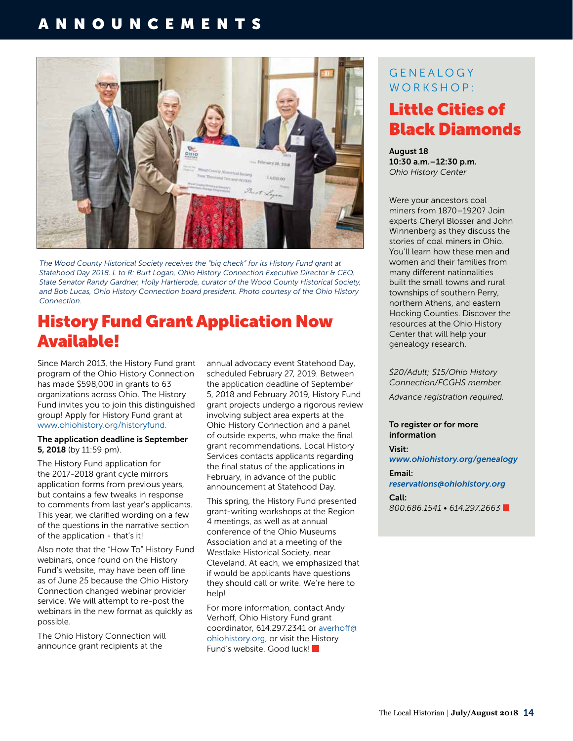# ANNOUNCEMENTS

*The Wood County Historical Society receives the "big check" for its History Fund grant at Statehood Day 2018. L to R: Burt Logan, Ohio History Connection Executive Director & CEO, State Senator Randy Gardner, Holly Hartlerode, curator of the Wood County Historical Society, and Bob Lucas, Ohio History Connection board president. Photo courtesy of the Ohio History Connection.*

## History Fund Grant Application Now Available!

Since March 2013, the History Fund grant program of the Ohio History Connection has made $598,000 in grants to 63 organizations across Ohio. The History Fund invites you to join this distinguished group! Apply for History Fund grant at www.ohiohistory.org/historyfund.

**The application deadline is September 5, 2018** (by 11:59 pm).

The History Fund application for the 2017-2018 grant cycle mirrors application forms from previous years, but contains a few tweaks in response to comments from last year's applicants. This year, we clarified wording on a few of the questions in the narrative section of the application - that's it!

Also note that the "How To" History Fund webinars, once found on the History Fund's website, may have been off line as of June 25 because the Ohio History Connection changed webinar provider service. We will attempt to re-post the webinars in the new format as quickly as possible.

The Ohio History Connection will announce grant recipients at the annual advocacy event Statehood Day, scheduled February 27, 2019. Between the application deadline of September 5, 2018 and February 2019, History Fund grant projects undergo a rigorous review involving subject area experts at the Ohio History Connection and a panel of outside experts, who make the final grant recommendations. Local History Services contacts applicants regarding the final status of the applications in February, in advance of the public announcement at Statehood Day.

This spring, the History Fund presented grant-writing workshops at the Region 4 meetings, as well as at annual conference of the Ohio Museums Association and at a meeting of the Westlake Historical Society, near Cleveland. At each, we emphasized that if would be applicants have questions they should call or write. We're here to help!

For more information, contact Andy Verhoff, Ohio History Fund grant coordinator, 614.297.2341 or averhoff@ohiohistory.org, or visit the History Fund's website. Good luck!

---

GENEALOGY WORKSHOP:

## Little Cities of Black Diamonds

**August 18**
**10:30 a.m.–12:30 p.m.**
*Ohio History Center*

Were your ancestors coal miners from 1870–1920? Join experts Cheryl Blosser and John Winnenberg as they discuss the stories of coal miners in Ohio. You'll learn how these men and women and their families from many different nationalities built the small towns and rural townships of southern Perry, northern Athens, and eastern Hocking Counties. Discover the resources at the Ohio History Center that will help your genealogy research.

*$20/Adult; $15/Ohio History Connection/FCGHS member.*

*Advance registration required.*

**To register or for more information**

**Visit:**
***www.ohiohistory.org/genealogy***

**Email:**
***reservations@ohiohistory.org***

**Call:**
*800.686.1541 • 614.297.2663*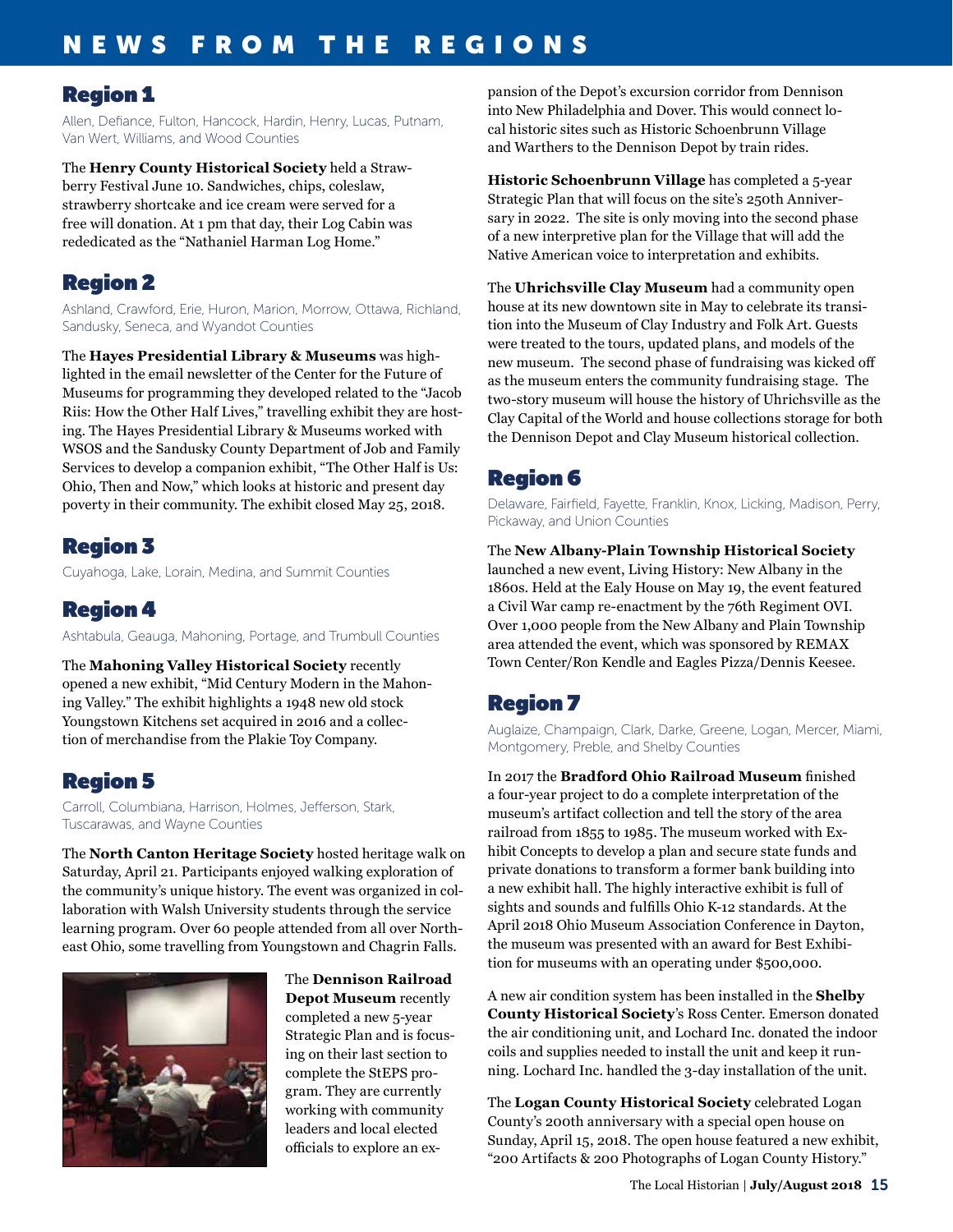# NEWS FROM THE REGIONS

## Region 1

Allen, Defiance, Fulton, Hancock, Hardin, Henry, Lucas, Putnam, Van Wert, Williams, and Wood Counties

The **Henry County Historical Society** held a Strawberry Festival June 10. Sandwiches, chips, coleslaw, strawberry shortcake and ice cream were served for a free will donation. At 1 pm that day, their Log Cabin was rededicated as the "Nathaniel Harman Log Home."

## Region 2

Ashland, Crawford, Erie, Huron, Marion, Morrow, Ottawa, Richland, Sandusky, Seneca, and Wyandot Counties

The **Hayes Presidential Library & Museums** was highlighted in the email newsletter of the Center for the Future of Museums for programming they developed related to the "Jacob Riis: How the Other Half Lives," travelling exhibit they are hosting. The Hayes Presidential Library & Museums worked with WSOS and the Sandusky County Department of Job and Family Services to develop a companion exhibit, "The Other Half is Us: Ohio, Then and Now," which looks at historic and present day poverty in their community. The exhibit closed May 25, 2018.

## Region 3

Cuyahoga, Lake, Lorain, Medina, and Summit Counties

## Region 4

Ashtabula, Geauga, Mahoning, Portage, and Trumbull Counties

The **Mahoning Valley Historical Society** recently opened a new exhibit, "Mid Century Modern in the Mahoning Valley." The exhibit highlights a 1948 new old stock Youngstown Kitchens set acquired in 2016 and a collection of merchandise from the Plakie Toy Company.

## Region 5

Carroll, Columbiana, Harrison, Holmes, Jefferson, Stark, Tuscarawas, and Wayne Counties

The **North Canton Heritage Society** hosted heritage walk on Saturday, April 21. Participants enjoyed walking exploration of the community's unique history. The event was organized in collaboration with Walsh University students through the service learning program. Over 60 people attended from all over Northeast Ohio, some travelling from Youngstown and Chagrin Falls.

The **Dennison Railroad Depot Museum** recently completed a new 5-year Strategic Plan and is focusing on their last section to complete the StEPS program. They are currently working with community leaders and local elected officials to explore an expansion of the Depot's excursion corridor from Dennison into New Philadelphia and Dover. This would connect local historic sites such as Historic Schoenbrunn Village and Warthers to the Dennison Depot by train rides.

**Historic Schoenbrunn Village** has completed a 5-year Strategic Plan that will focus on the site's 250th Anniversary in 2022. The site is only moving into the second phase of a new interpretive plan for the Village that will add the Native American voice to interpretation and exhibits.

The **Uhrichsville Clay Museum** had a community open house at its new downtown site in May to celebrate its transition into the Museum of Clay Industry and Folk Art. Guests were treated to the tours, updated plans, and models of the new museum. The second phase of fundraising was kicked off as the museum enters the community fundraising stage. The two-story museum will house the history of Uhrichsville as the Clay Capital of the World and house collections storage for both the Dennison Depot and Clay Museum historical collection.

## Region 6

Delaware, Fairfield, Fayette, Franklin, Knox, Licking, Madison, Perry, Pickaway, and Union Counties

The **New Albany-Plain Township Historical Society** launched a new event, Living History: New Albany in the 1860s. Held at the Ealy House on May 19, the event featured a Civil War camp re-enactment by the 76th Regiment OVI. Over 1,000 people from the New Albany and Plain Township area attended the event, which was sponsored by REMAX Town Center/Ron Kendle and Eagles Pizza/Dennis Keesee.

## Region 7

Auglaize, Champaign, Clark, Darke, Greene, Logan, Mercer, Miami, Montgomery, Preble, and Shelby Counties

In 2017 the **Bradford Ohio Railroad Museum** finished a four-year project to do a complete interpretation of the museum's artifact collection and tell the story of the area railroad from 1855 to 1985. The museum worked with Exhibit Concepts to develop a plan and secure state funds and private donations to transform a former bank building into a new exhibit hall. The highly interactive exhibit is full of sights and sounds and fulfills Ohio K-12 standards. At the April 2018 Ohio Museum Association Conference in Dayton, the museum was presented with an award for Best Exhibition for museums with an operating under $500,000.

A new air condition system has been installed in the **Shelby County Historical Society**'s Ross Center. Emerson donated the air conditioning unit, and Lochard Inc. donated the indoor coils and supplies needed to install the unit and keep it running. Lochard Inc. handled the 3-day installation of the unit.

The **Logan County Historical Society** celebrated Logan County's 200th anniversary with a special open house on Sunday, April 15, 2018. The open house featured a new exhibit, "200 Artifacts & 200 Photographs of Logan County History."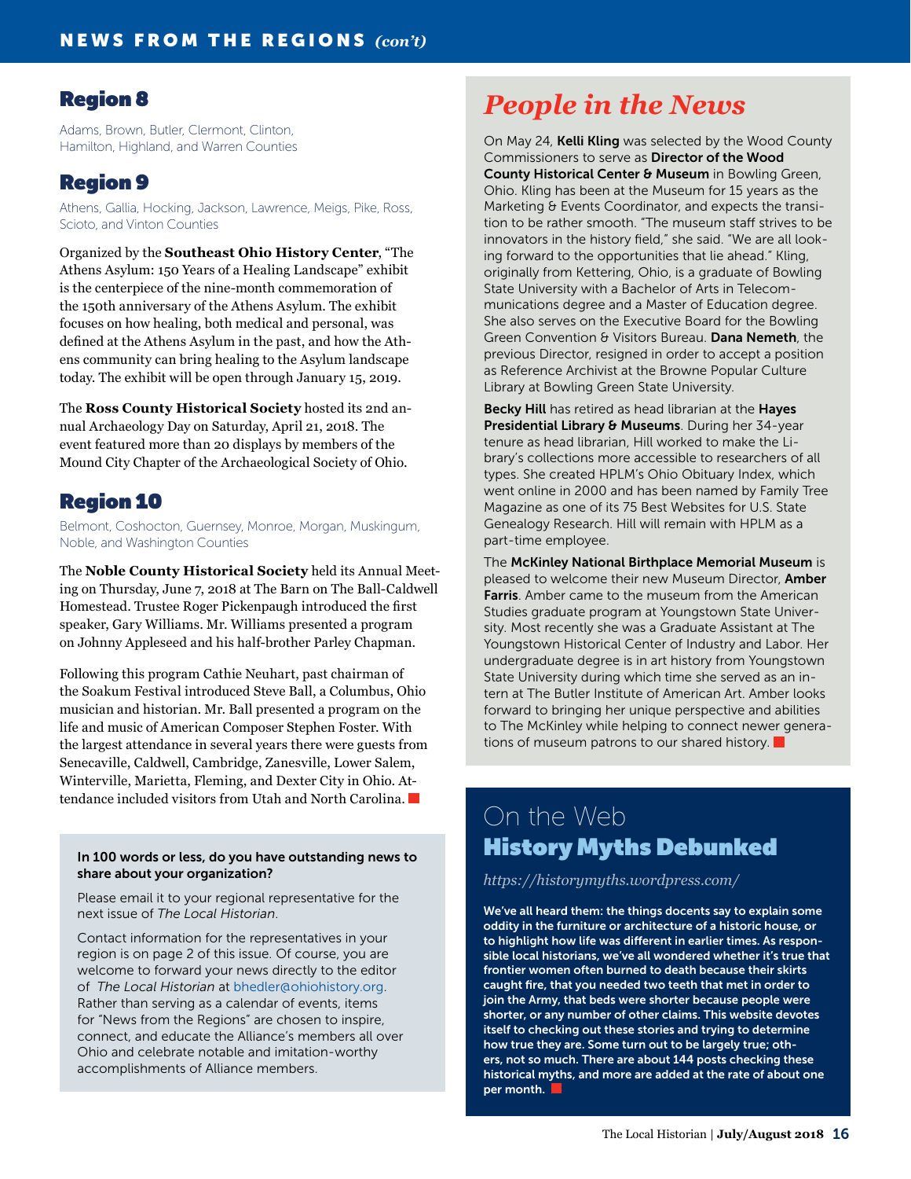## Region 8

Adams, Brown, Butler, Clermont, Clinton, Hamilton, Highland, and Warren Counties

## Region 9

Athens, Gallia, Hocking, Jackson, Lawrence, Meigs, Pike, Ross, Scioto, and Vinton Counties

Organized by the **Southeast Ohio History Center**, "The Athens Asylum: 150 Years of a Healing Landscape" exhibit is the centerpiece of the nine-month commemoration of the 150th anniversary of the Athens Asylum. The exhibit focuses on how healing, both medical and personal, was defined at the Athens Asylum in the past, and how the Athens community can bring healing to the Asylum landscape today. The exhibit will be open through January 15, 2019.

The **Ross County Historical Society** hosted its 2nd annual Archaeology Day on Saturday, April 21, 2018. The event featured more than 20 displays by members of the Mound City Chapter of the Archaeological Society of Ohio.

## Region 10

Belmont, Coshocton, Guernsey, Monroe, Morgan, Muskingum, Noble, and Washington Counties

The **Noble County Historical Society** held its Annual Meeting on Thursday, June 7, 2018 at The Barn on The Ball-Caldwell Homestead. Trustee Roger Pickenpaugh introduced the first speaker, Gary Williams. Mr. Williams presented a program on Johnny Appleseed and his half-brother Parley Chapman.

Following this program Cathie Neuhart, past chairman of the Soakum Festival introduced Steve Ball, a Columbus, Ohio musician and historian. Mr. Ball presented a program on the life and music of American Composer Stephen Foster. With the largest attendance in several years there were guests from Senecaville, Caldwell, Cambridge, Zanesville, Lower Salem, Winterville, Marietta, Fleming, and Dexter City in Ohio. Attendance included visitors from Utah and North Carolina.

**In 100 words or less, do you have outstanding news to share about your organization?**

Please email it to your regional representative for the next issue of *The Local Historian*.

Contact information for the representatives in your region is on page 2 of this issue. Of course, you are welcome to forward your news directly to the editor of *The Local Historian* at bhedler@ohiohistory.org. Rather than serving as a calendar of events, items for "News from the Regions" are chosen to inspire, connect, and educate the Alliance's members all over Ohio and celebrate notable and imitation-worthy accomplishments of Alliance members.

## People in the News

On May 24, **Kelli Kling** was selected by the Wood County Commissioners to serve as **Director of the Wood County Historical Center & Museum** in Bowling Green, Ohio. Kling has been at the Museum for 15 years as the Marketing & Events Coordinator, and expects the transition to be rather smooth. "The museum staff strives to be innovators in the history field," she said. "We are all looking forward to the opportunities that lie ahead." Kling, originally from Kettering, Ohio, is a graduate of Bowling State University with a Bachelor of Arts in Telecommunications degree and a Master of Education degree. She also serves on the Executive Board for the Bowling Green Convention & Visitors Bureau. **Dana Nemeth**, the previous Director, resigned in order to accept a position as Reference Archivist at the Browne Popular Culture Library at Bowling Green State University.

**Becky Hill** has retired as head librarian at the **Hayes Presidential Library & Museums**. During her 34-year tenure as head librarian, Hill worked to make the Library's collections more accessible to researchers of all types. She created HPLM's Ohio Obituary Index, which went online in 2000 and has been named by Family Tree Magazine as one of its 75 Best Websites for U.S. State Genealogy Research. Hill will remain with HPLM as a part-time employee.

The **McKinley National Birthplace Memorial Museum** is pleased to welcome their new Museum Director, **Amber Farris**. Amber came to the museum from the American Studies graduate program at Youngstown State University. Most recently she was a Graduate Assistant at The Youngstown Historical Center of Industry and Labor. Her undergraduate degree is in art history from Youngstown State University during which time she served as an intern at The Butler Institute of American Art. Amber looks forward to bringing her unique perspective and abilities to The McKinley while helping to connect newer generations of museum patrons to our shared history.

## On the Web
### History Myths Debunked

*https://historymyths.wordpress.com/*

**We've all heard them: the things docents say to explain some oddity in the furniture or architecture of a historic house, or to highlight how life was different in earlier times. As responsible local historians, we've all wondered whether it's true that frontier women often burned to death because their skirts caught fire, that you needed two teeth that met in order to join the Army, that beds were shorter because people were shorter, or any number of other claims. This website devotes itself to checking out these stories and trying to determine how true they are. Some turn out to be largely true; others, not so much. There are about 144 posts checking these historical myths, and more are added at the rate of about one per month.**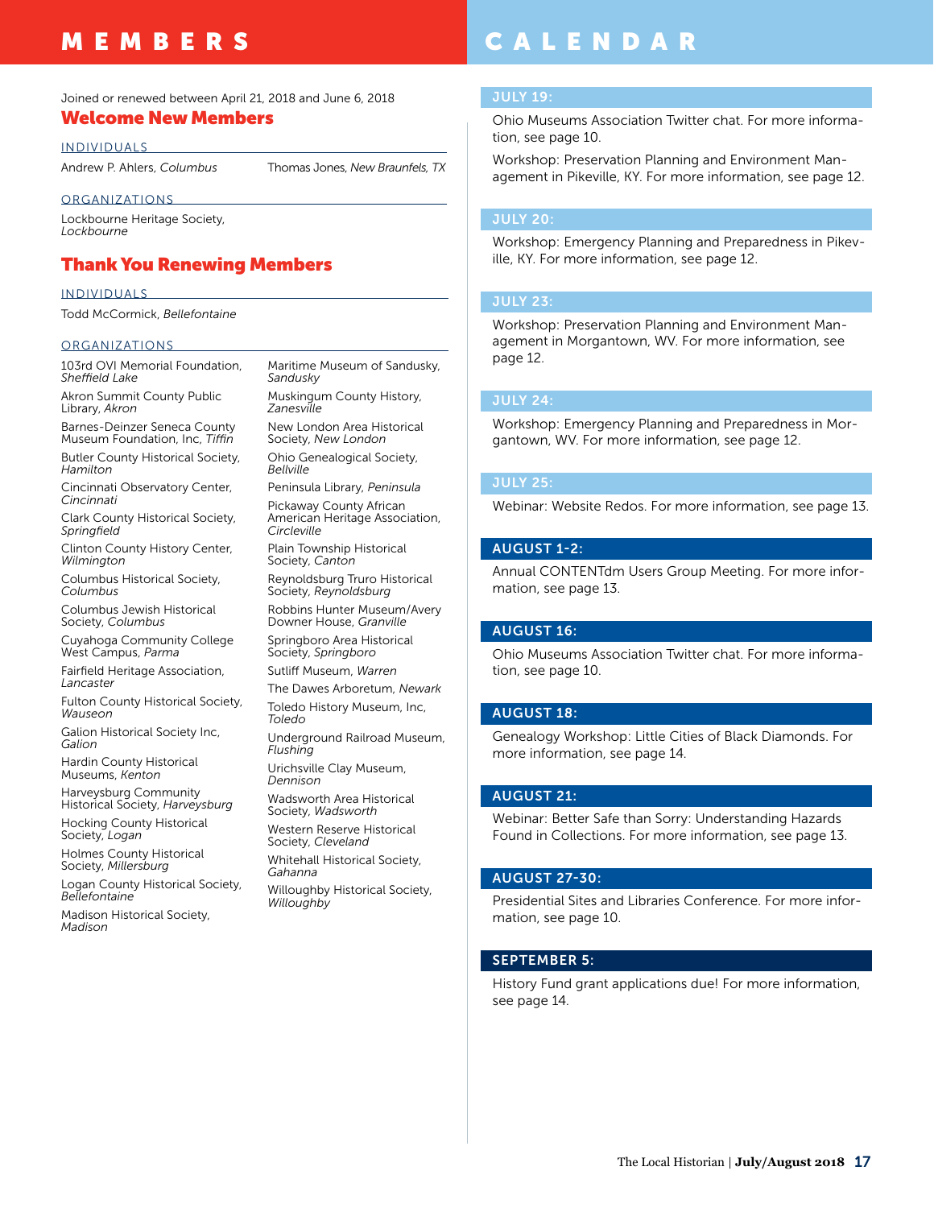# MEMBERS

Joined or renewed between April 21, 2018 and June 6, 2018

## Welcome New Members

### INDIVIDUALS

Andrew P. Ahlers, *Columbus*

Thomas Jones, *New Braunfels, TX*

### ORGANIZATIONS

Lockbourne Heritage Society, *Lockbourne*

## Thank You Renewing Members

### INDIVIDUALS

Todd McCormick, *Bellefontaine*

### ORGANIZATIONS

103rd OVI Memorial Foundation, *Sheffield Lake*

Akron Summit County Public Library, *Akron*

Barnes-Deinzer Seneca County Museum Foundation, Inc, *Tiffin*

Butler County Historical Society, *Hamilton*

Cincinnati Observatory Center, *Cincinnati*

Clark County Historical Society, *Springfield*

Clinton County History Center, *Wilmington*

Columbus Historical Society, *Columbus*

Columbus Jewish Historical Society, *Columbus*

Cuyahoga Community College West Campus, *Parma*

Fairfield Heritage Association, *Lancaster*

Fulton County Historical Society, *Wauseon*

Galion Historical Society Inc, *Galion*

Hardin County Historical Museums, *Kenton*

Harveysburg Community Historical Society, *Harveysburg*

Hocking County Historical Society, *Logan*

Holmes County Historical Society, *Millersburg*

Logan County Historical Society, *Bellefontaine*

Madison Historical Society, *Madison*

Maritime Museum of Sandusky, *Sandusky*

Muskingum County History, *Zanesville*

New London Area Historical Society, *New London*

Ohio Genealogical Society, *Bellville*

Peninsula Library, *Peninsula*

Pickaway County African American Heritage Association, *Circleville*

Plain Township Historical Society, *Canton*

Reynoldsburg Truro Historical Society, *Reynoldsburg*

Robbins Hunter Museum/Avery Downer House, *Granville*

Springboro Area Historical Society, *Springboro*

Sutliff Museum, *Warren*

The Dawes Arboretum, *Newark*

Toledo History Museum, Inc, *Toledo*

Underground Railroad Museum, *Flushing*

Urichsville Clay Museum, *Dennison*

Wadsworth Area Historical Society, *Wadsworth*

Western Reserve Historical Society, *Cleveland*

Whitehall Historical Society, *Gahanna*

Willoughby Historical Society, *Willoughby*

# CALENDAR

**JULY 19:**

Ohio Museums Association Twitter chat. For more information, see page 10.

Workshop: Preservation Planning and Environment Management in Pikeville, KY. For more information, see page 12.

**JULY 20:**

Workshop: Emergency Planning and Preparedness in Pikeville, KY. For more information, see page 12.

**JULY 23:**

Workshop: Preservation Planning and Environment Management in Morgantown, WV. For more information, see page 12.

**JULY 24:**

Workshop: Emergency Planning and Preparedness in Morgantown, WV. For more information, see page 12.

**JULY 25:**

Webinar: Website Redos. For more information, see page 13.

**AUGUST 1-2:**

Annual CONTENTdm Users Group Meeting. For more information, see page 13.

**AUGUST 16:**

Ohio Museums Association Twitter chat. For more information, see page 10.

**AUGUST 18:**

Genealogy Workshop: Little Cities of Black Diamonds. For more information, see page 14.

**AUGUST 21:**

Webinar: Better Safe than Sorry: Understanding Hazards Found in Collections. For more information, see page 13.

**AUGUST 27-30:**

Presidential Sites and Libraries Conference. For more information, see page 10.

**SEPTEMBER 5:**

History Fund grant applications due! For more information, see page 14.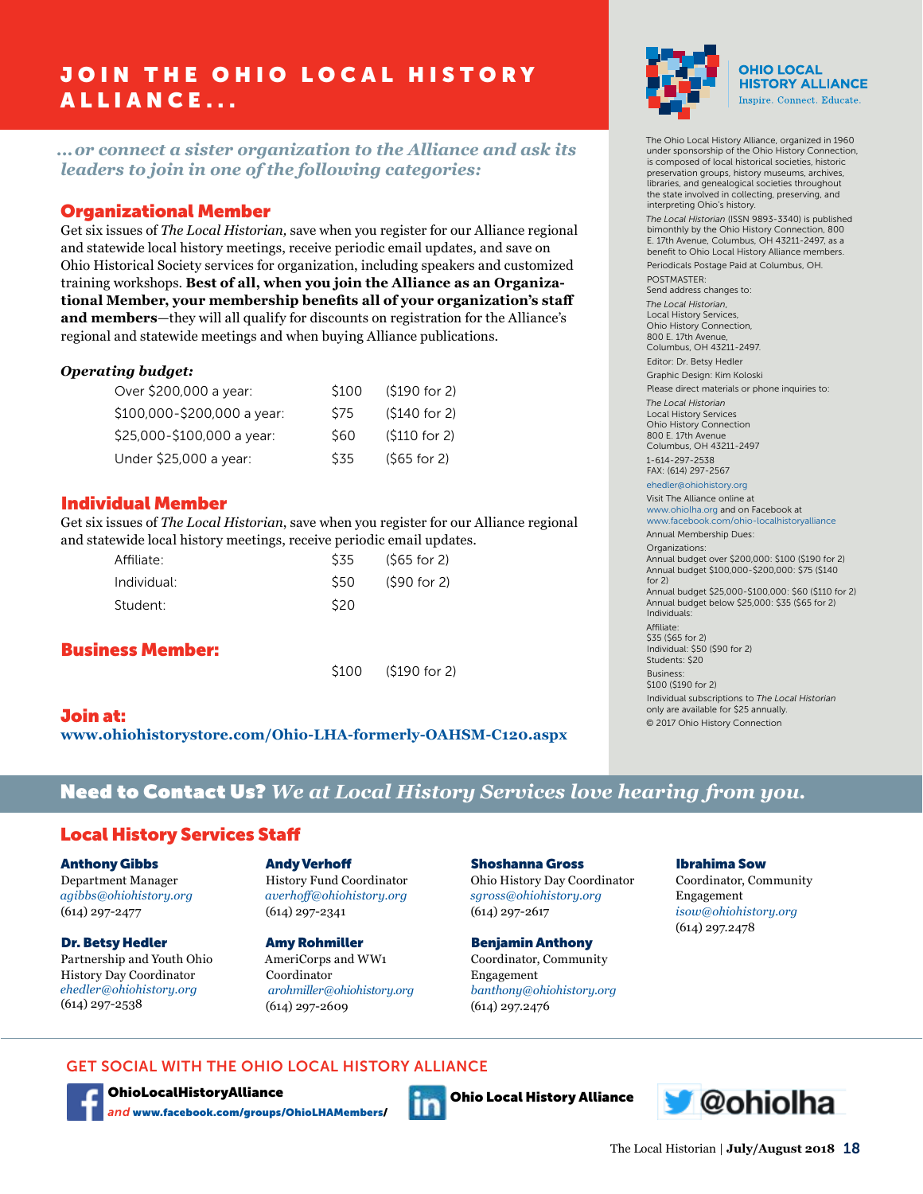# JOIN THE OHIO LOCAL HISTORY ALLIANCE...

*...or connect a sister organization to the Alliance and ask its leaders to join in one of the following categories:*

## Organizational Member

Get six issues of *The Local Historian,* save when you register for our Alliance regional and statewide local history meetings, receive periodic email updates, and save on Ohio Historical Society services for organization, including speakers and customized training workshops. **Best of all, when you join the Alliance as an Organizational Member, your membership benefits all of your organization's staff and members**—they will all qualify for discounts on registration for the Alliance's regional and statewide meetings and when buying Alliance publications.

***Operating budget:***

| | | |
|---|---|---|
| Over $200,000 a year: | $100 | ($190 for 2) |
| $100,000-$200,000 a year: | $75 | ($140 for 2) |
| $25,000-$100,000 a year: | $60 | ($110 for 2) |
| Under $25,000 a year: | $35 | ($65 for 2) |

## Individual Member

Get six issues of *The Local Historian*, save when you register for our Alliance regional and statewide local history meetings, receive periodic email updates.

| | | |
|---|---|---|
| Affiliate: | $35 | ($65 for 2) |
| Individual: | $50 | ($90 for 2) |
| Student: | $20 | |

## Business Member:

| | | |
|---|---|---|
| | $100 | ($190 for 2) |

## Join at:

**www.ohiohistorystore.com/Ohio-LHA-formerly-OAHSM-C120.aspx**

OHIO LOCAL HISTORY ALLIANCE
Inspire. Connect. Educate.

The Ohio Local History Alliance, organized in 1960 under sponsorship of the Ohio History Connection, is composed of local historical societies, historic preservation groups, history museums, archives, libraries, and genealogical societies throughout the state involved in collecting, preserving, and interpreting Ohio's history.

*The Local Historian* (ISSN 9893-3340) is published bimonthly by the Ohio History Connection, 800 E. 17th Avenue, Columbus, OH 43211-2497, as a benefit to Ohio Local History Alliance members.

Periodicals Postage Paid at Columbus, OH.

POSTMASTER:
Send address changes to:

*The Local Historian*,
Local History Services,
Ohio History Connection,
800 E. 17th Avenue,
Columbus, OH 43211-2497.

Editor: Dr. Betsy Hedler

Graphic Design: Kim Koloski

Please direct materials or phone inquiries to:

*The Local Historian*
Local History Services
Ohio History Connection
800 E. 17th Avenue
Columbus, OH 43211-2497

1-614-297-2538
FAX: (614) 297-2567

ehedler@ohiohistory.org

Visit The Alliance online at www.ohiolha.org and on Facebook at www.facebook.com/ohio-localhistoryalliance

Annual Membership Dues:

Organizations:
Annual budget over $200,000: $100 ($190 for 2)
Annual budget $100,000-$200,000: $75 ($140 for 2)
Annual budget $25,000-$100,000: $60 ($110 for 2)
Annual budget below $25,000: $35 ($65 for 2)
Individuals:

Affiliate:
$35 ($65 for 2)
Individual: $50 ($90 for 2)
Students: $20

Business:
$100 ($190 for 2)

Individual subscriptions to *The Local Historian* only are available for $25 annually.

© 2017 Ohio History Connection

## Need to Contact Us? *We at Local History Services love hearing from you.*

### Local History Services Staff

**Anthony Gibbs**
Department Manager
*agibbs@ohiohistory.org*
(614) 297-2477

**Dr. Betsy Hedler**
Partnership and Youth Ohio History Day Coordinator
*ehedler@ohiohistory.org*
(614) 297-2538

**Andy Verhoff**
History Fund Coordinator
*averhoff@ohiohistory.org*
(614) 297-2341

**Amy Rohmiller**
AmeriCorps and WW1 Coordinator
*arohmiller@ohiohistory.org*
(614) 297-2609

**Shoshanna Gross**
Ohio History Day Coordinator
*sgross@ohiohistory.org*
(614) 297-2617

**Benjamin Anthony**
Coordinator, Community Engagement
*banthony@ohiohistory.org*
(614) 297.2476

**Ibrahima Sow**
Coordinator, Community Engagement
*isow@ohiohistory.org*
(614) 297.2478

### GET SOCIAL WITH THE OHIO LOCAL HISTORY ALLIANCE

**OhioLocalHistoryAlliance**
*and* **www.facebook.com/groups/OhioLHAMembers/**

**Ohio Local History Alliance**

**@ohiolha**